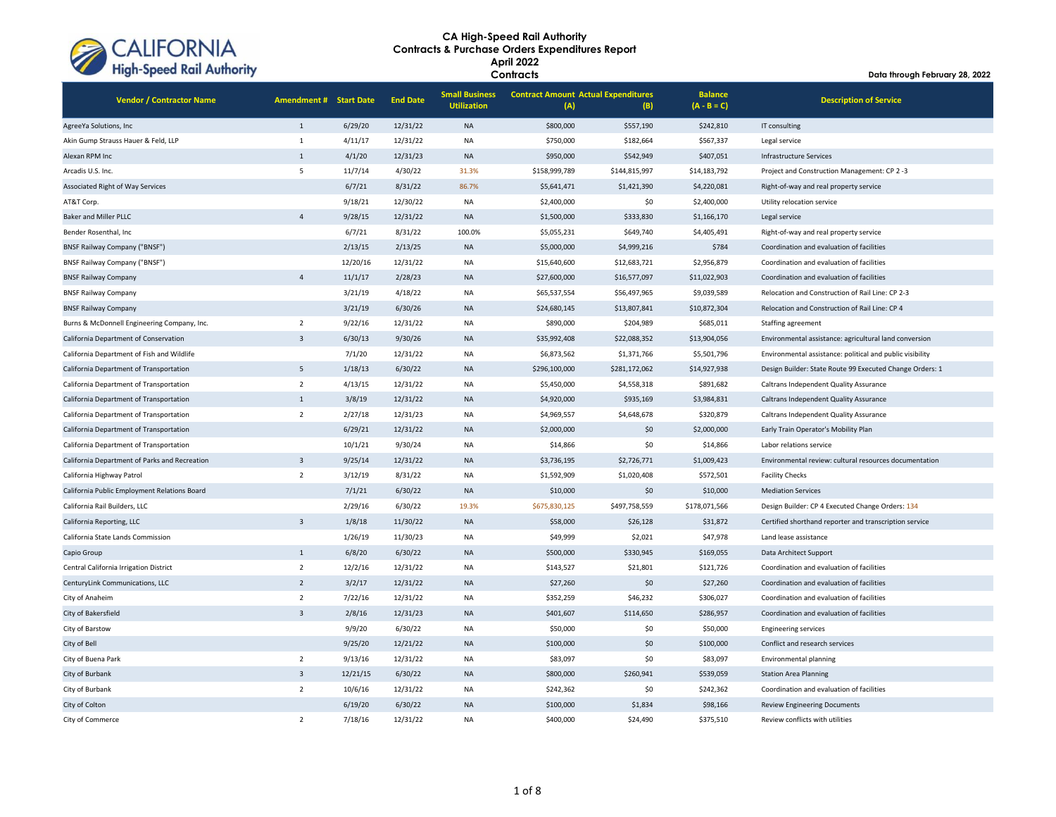# CA High-Speed Rail Authority
## Contracts & Purchase Orders Expenditures Report
## April 2022
## Contracts

**Data through February 28, 2022**

| Vendor / Contractor Name | Amendment # | Start Date | End Date | Small Business Utilization | Contract Amount (A) | Actual Expenditures (B) | Balance (A - B = C) | Description of Service |
|---|---|---|---|---|---|---|---|---|
| AgreeYa Solutions, Inc | 1 | 6/29/20 | 12/31/22 | NA | $800,000 | $557,190 | $242,810 | IT consulting |
| Akin Gump Strauss Hauer & Feld, LLP | 1 | 4/11/17 | 12/31/22 | NA | $750,000 | $182,664 | $567,337 | Legal service |
| Alexan RPM Inc | 1 | 4/1/20 | 12/31/23 | NA | $950,000 | $542,949 | $407,051 | Infrastructure Services |
| Arcadis U.S. Inc. | 5 | 11/7/14 | 4/30/22 | 31.3% | $158,999,789 | $144,815,997 | $14,183,792 | Project and Construction Management: CP 2 -3 |
| Associated Right of Way Services | | 6/7/21 | 8/31/22 | 86.7% | $5,641,471 | $1,421,390 | $4,220,081 | Right-of-way and real property service |
| AT&T Corp. | | 9/18/21 | 12/30/22 | NA | $2,400,000 | $0 | $2,400,000 | Utility relocation service |
| Baker and Miller PLLC | 4 | 9/28/15 | 12/31/22 | NA | $1,500,000 | $333,830 | $1,166,170 | Legal service |
| Bender Rosenthal, Inc | | 6/7/21 | 8/31/22 | 100.0% | $5,055,231 | $649,740 | $4,405,491 | Right-of-way and real property service |
| BNSF Railway Company ("BNSF") | | 2/13/15 | 2/13/25 | NA | $5,000,000 | $4,999,216 | $784 | Coordination and evaluation of facilities |
| BNSF Railway Company ("BNSF") | | 12/20/16 | 12/31/22 | NA | $15,640,600 | $12,683,721 | $2,956,879 | Coordination and evaluation of facilities |
| BNSF Railway Company | 4 | 11/1/17 | 2/28/23 | NA | $27,600,000 | $16,577,097 | $11,022,903 | Coordination and evaluation of facilities |
| BNSF Railway Company | | 3/21/19 | 4/18/22 | NA | $65,537,554 | $56,497,965 | $9,039,589 | Relocation and Construction of Rail Line: CP 2-3 |
| BNSF Railway Company | | 3/21/19 | 6/30/26 | NA | $24,680,145 | $13,807,841 | $10,872,304 | Relocation and Construction of Rail Line: CP 4 |
| Burns & McDonnell Engineering Company, Inc. | 2 | 9/22/16 | 12/31/22 | NA | $890,000 | $204,989 | $685,011 | Staffing agreement |
| California Department of Conservation | 3 | 6/30/13 | 9/30/26 | NA | $35,992,408 | $22,088,352 | $13,904,056 | Environmental assistance: agricultural land conversion |
| California Department of Fish and Wildlife | | 7/1/20 | 12/31/22 | NA | $6,873,562 | $1,371,766 | $5,501,796 | Environmental assistance: political and public visibility |
| California Department of Transportation | 5 | 1/18/13 | 6/30/22 | NA | $296,100,000 | $281,172,062 | $14,927,938 | Design Builder: State Route 99 Executed Change Orders: 1 |
| California Department of Transportation | 2 | 4/13/15 | 12/31/22 | NA | $5,450,000 | $4,558,318 | $891,682 | Caltrans Independent Quality Assurance |
| California Department of Transportation | 1 | 3/8/19 | 12/31/22 | NA | $4,920,000 | $935,169 | $3,984,831 | Caltrans Independent Quality Assurance |
| California Department of Transportation | 2 | 2/27/18 | 12/31/23 | NA | $4,969,557 | $4,648,678 | $320,879 | Caltrans Independent Quality Assurance |
| California Department of Transportation | | 6/29/21 | 12/31/22 | NA | $2,000,000 | $0 | $2,000,000 | Early Train Operator's Mobility Plan |
| California Department of Transportation | | 10/1/21 | 9/30/24 | NA | $14,866 | $0 | $14,866 | Labor relations service |
| California Department of Parks and Recreation | 3 | 9/25/14 | 12/31/22 | NA | $3,736,195 | $2,726,771 | $1,009,423 | Environmental review: cultural resources documentation |
| California Highway Patrol | 2 | 3/12/19 | 8/31/22 | NA | $1,592,909 | $1,020,408 | $572,501 | Facility Checks |
| California Public Employment Relations Board | | 7/1/21 | 6/30/22 | NA | $10,000 | $0 | $10,000 | Mediation Services |
| California Rail Builders, LLC | | 2/29/16 | 6/30/22 | 19.3% | $675,830,125 | $497,758,559 | $178,071,566 | Design Builder: CP 4 Executed Change Orders: 134 |
| California Reporting, LLC | 3 | 1/8/18 | 11/30/22 | NA | $58,000 | $26,128 | $31,872 | Certified shorthand reporter and transcription service |
| California State Lands Commission | | 1/26/19 | 11/30/23 | NA | $49,999 | $2,021 | $47,978 | Land lease assistance |
| Capio Group | 1 | 6/8/20 | 6/30/22 | NA | $500,000 | $330,945 | $169,055 | Data Architect Support |
| Central California Irrigation District | 2 | 12/2/16 | 12/31/22 | NA | $143,527 | $21,801 | $121,726 | Coordination and evaluation of facilities |
| CenturyLink Communications, LLC | 2 | 3/2/17 | 12/31/22 | NA | $27,260 | $0 | $27,260 | Coordination and evaluation of facilities |
| City of Anaheim | 2 | 7/22/16 | 12/31/22 | NA | $352,259 | $46,232 | $306,027 | Coordination and evaluation of facilities |
| City of Bakersfield | 3 | 2/8/16 | 12/31/23 | NA | $401,607 | $114,650 | $286,957 | Coordination and evaluation of facilities |
| City of Barstow | | 9/9/20 | 6/30/22 | NA | $50,000 | $0 | $50,000 | Engineering services |
| City of Bell | | 9/25/20 | 12/21/22 | NA | $100,000 | $0 | $100,000 | Conflict and research services |
| City of Buena Park | 2 | 9/13/16 | 12/31/22 | NA | $83,097 | $0 | $83,097 | Environmental planning |
| City of Burbank | 3 | 12/21/15 | 6/30/22 | NA | $800,000 | $260,941 | $539,059 | Station Area Planning |
| City of Burbank | 2 | 10/6/16 | 12/31/22 | NA | $242,362 | $0 | $242,362 | Coordination and evaluation of facilities |
| City of Colton | | 6/19/20 | 6/30/22 | NA | $100,000 | $1,834 | $98,166 | Review Engineering Documents |
| City of Commerce | 2 | 7/18/16 | 12/31/22 | NA | $400,000 | $24,490 | $375,510 | Review conflicts with utilities |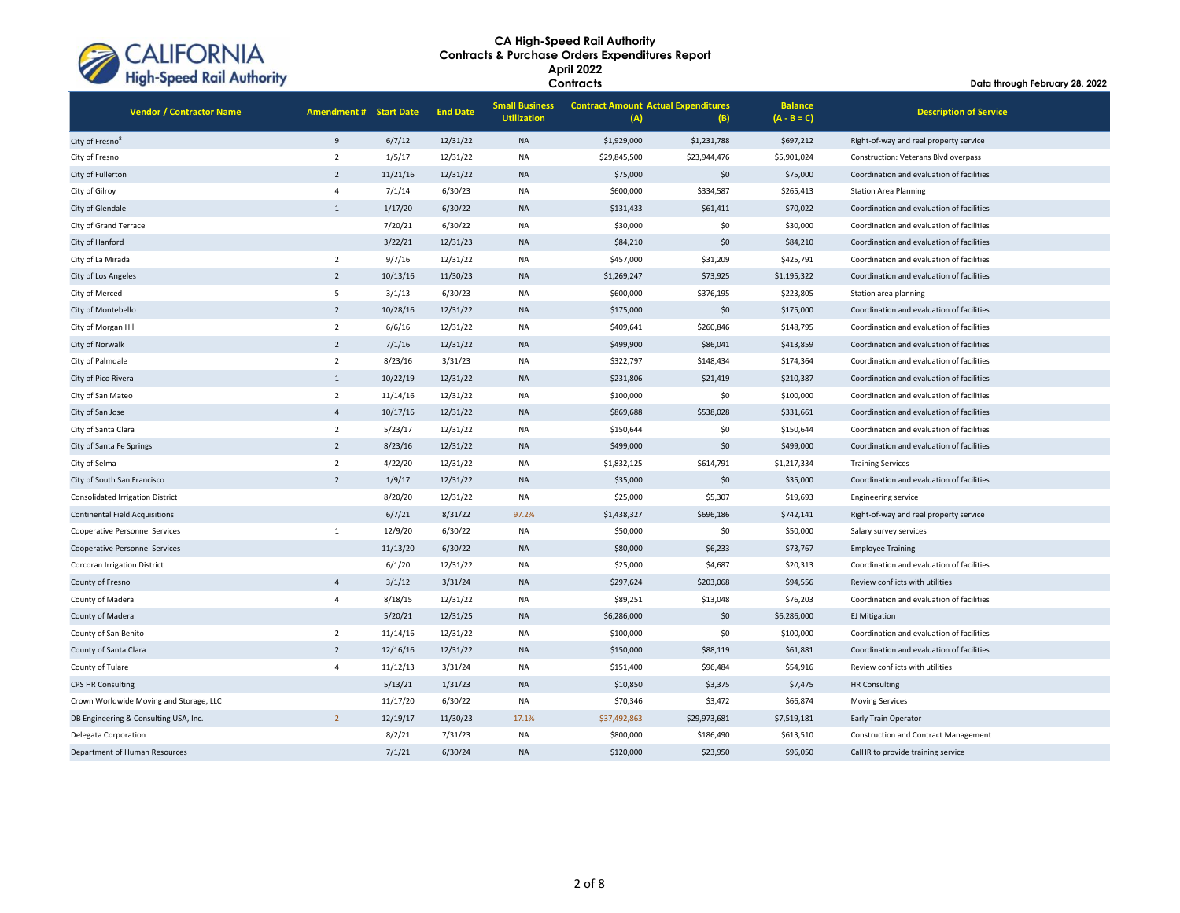# CA High-Speed Rail Authority
## Contracts & Purchase Orders Expenditures Report
## April 2022
## Contracts

**Data through February 28, 2022**

| Vendor / Contractor Name | Amendment # | Start Date | End Date | Small Business Utilization | Contract Amount (A) | Actual Expenditures (B) | Balance (A - B = C) | Description of Service |
|---|---|---|---|---|---|---|---|---|
| City of Fresno[8] | 9 | 6/7/12 | 12/31/22 | NA | $1,929,000 | $1,231,788 | $697,212 | Right-of-way and real property service |
| City of Fresno | 2 | 1/5/17 | 12/31/22 | NA | $29,845,500 | $23,944,476 | $5,901,024 | Construction: Veterans Blvd overpass |
| City of Fullerton | 2 | 11/21/16 | 12/31/22 | NA | $75,000 | $0 | $75,000 | Coordination and evaluation of facilities |
| City of Gilroy | 4 | 7/1/14 | 6/30/23 | NA | $600,000 | $334,587 | $265,413 | Station Area Planning |
| City of Glendale | 1 | 1/17/20 | 6/30/22 | NA | $131,433 | $61,411 | $70,022 | Coordination and evaluation of facilities |
| City of Grand Terrace | | 7/20/21 | 6/30/22 | NA | $30,000 | $0 | $30,000 | Coordination and evaluation of facilities |
| City of Hanford | | 3/22/21 | 12/31/23 | NA | $84,210 | $0 | $84,210 | Coordination and evaluation of facilities |
| City of La Mirada | 2 | 9/7/16 | 12/31/22 | NA | $457,000 | $31,209 | $425,791 | Coordination and evaluation of facilities |
| City of Los Angeles | 2 | 10/13/16 | 11/30/23 | NA | $1,269,247 | $73,925 | $1,195,322 | Coordination and evaluation of facilities |
| City of Merced | 5 | 3/1/13 | 6/30/23 | NA | $600,000 | $376,195 | $223,805 | Station area planning |
| City of Montebello | 2 | 10/28/16 | 12/31/22 | NA | $175,000 | $0 | $175,000 | Coordination and evaluation of facilities |
| City of Morgan Hill | 2 | 6/6/16 | 12/31/22 | NA | $409,641 | $260,846 | $148,795 | Coordination and evaluation of facilities |
| City of Norwalk | 2 | 7/1/16 | 12/31/22 | NA | $499,900 | $86,041 | $413,859 | Coordination and evaluation of facilities |
| City of Palmdale | 2 | 8/23/16 | 3/31/23 | NA | $322,797 | $148,434 | $174,364 | Coordination and evaluation of facilities |
| City of Pico Rivera | 1 | 10/22/19 | 12/31/22 | NA | $231,806 | $21,419 | $210,387 | Coordination and evaluation of facilities |
| City of San Mateo | 2 | 11/14/16 | 12/31/22 | NA | $100,000 | $0 | $100,000 | Coordination and evaluation of facilities |
| City of San Jose | 4 | 10/17/16 | 12/31/22 | NA | $869,688 | $538,028 | $331,661 | Coordination and evaluation of facilities |
| City of Santa Clara | 2 | 5/23/17 | 12/31/22 | NA | $150,644 | $0 | $150,644 | Coordination and evaluation of facilities |
| City of Santa Fe Springs | 2 | 8/23/16 | 12/31/22 | NA | $499,000 | $0 | $499,000 | Coordination and evaluation of facilities |
| City of Selma | 2 | 4/22/20 | 12/31/22 | NA | $1,832,125 | $614,791 | $1,217,334 | Training Services |
| City of South San Francisco | 2 | 1/9/17 | 12/31/22 | NA | $35,000 | $0 | $35,000 | Coordination and evaluation of facilities |
| Consolidated Irrigation District | | 8/20/20 | 12/31/22 | NA | $25,000 | $5,307 | $19,693 | Engineering service |
| Continental Field Acquisitions | | 6/7/21 | 8/31/22 | 97.2% | $1,438,327 | $696,186 | $742,141 | Right-of-way and real property service |
| Cooperative Personnel Services | 1 | 12/9/20 | 6/30/22 | NA | $50,000 | $0 | $50,000 | Salary survey services |
| Cooperative Personnel Services | | 11/13/20 | 6/30/22 | NA | $80,000 | $6,233 | $73,767 | Employee Training |
| Corcoran Irrigation District | | 6/1/20 | 12/31/22 | NA | $25,000 | $4,687 | $20,313 | Coordination and evaluation of facilities |
| County of Fresno | 4 | 3/1/12 | 3/31/24 | NA | $297,624 | $203,068 | $94,556 | Review conflicts with utilities |
| County of Madera | 4 | 8/18/15 | 12/31/22 | NA | $89,251 | $13,048 | $76,203 | Coordination and evaluation of facilities |
| County of Madera | | 5/20/21 | 12/31/25 | NA | $6,286,000 | $0 | $6,286,000 | EJ Mitigation |
| County of San Benito | 2 | 11/14/16 | 12/31/22 | NA | $100,000 | $0 | $100,000 | Coordination and evaluation of facilities |
| County of Santa Clara | 2 | 12/16/16 | 12/31/22 | NA | $150,000 | $88,119 | $61,881 | Coordination and evaluation of facilities |
| County of Tulare | 4 | 11/12/13 | 3/31/24 | NA | $151,400 | $96,484 | $54,916 | Review conflicts with utilities |
| CPS HR Consulting | | 5/13/21 | 1/31/23 | NA | $10,850 | $3,375 | $7,475 | HR Consulting |
| Crown Worldwide Moving and Storage, LLC | | 11/17/20 | 6/30/22 | NA | $70,346 | $3,472 | $66,874 | Moving Services |
| DB Engineering & Consulting USA, Inc. | 2 | 12/19/17 | 11/30/23 | 17.1% | $37,492,863 | $29,973,681 | $7,519,181 | Early Train Operator |
| Delegata Corporation | | 8/2/21 | 7/31/23 | NA | $800,000 | $186,490 | $613,510 | Construction and Contract Management |
| Department of Human Resources | | 7/1/21 | 6/30/24 | NA | $120,000 | $23,950 | $96,050 | CalHR to provide training service |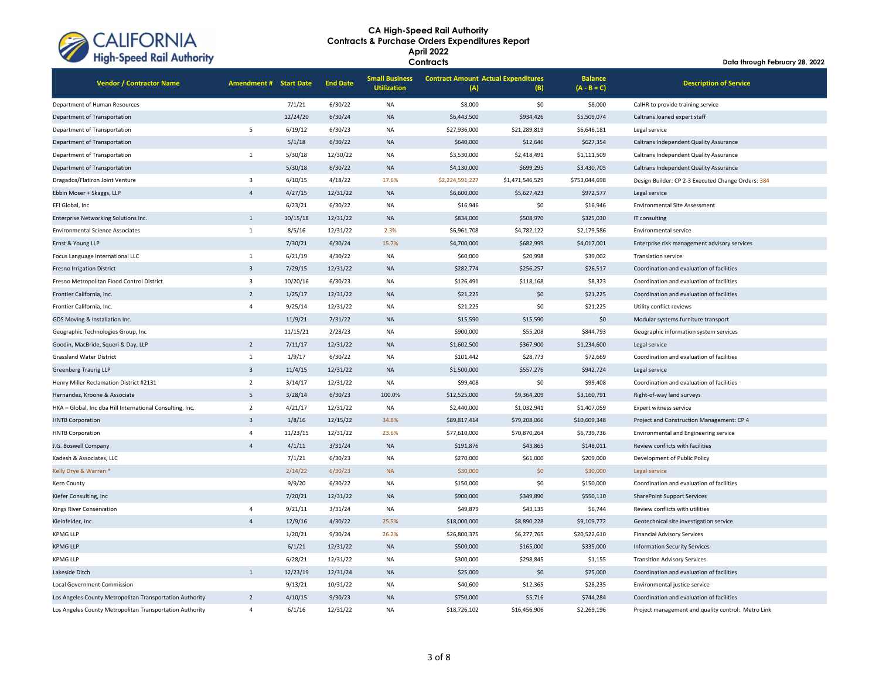# CA High-Speed Rail Authority
## Contracts & Purchase Orders Expenditures Report
### April 2022
### Contracts

Data through February 28, 2022

| Vendor / Contractor Name | Amendment # | Start Date | End Date | Small Business Utilization | Contract Amount (A) | Actual Expenditures (B) | Balance (A - B = C) | Description of Service |
|---|---|---|---|---|---|---|---|---|
| Department of Human Resources | | 7/1/21 | 6/30/22 | NA | $8,000 | $0 | $8,000 | CalHR to provide training service |
| Department of Transportation | | 12/24/20 | 6/30/24 | NA | $6,443,500 | $934,426 | $5,509,074 | Caltrans loaned expert staff |
| Department of Transportation | 5 | 6/19/12 | 6/30/23 | NA | $27,936,000 | $21,289,819 | $6,646,181 | Legal service |
| Department of Transportation | | 5/1/18 | 6/30/22 | NA | $640,000 | $12,646 | $627,354 | Caltrans Independent Quality Assurance |
| Department of Transportation | 1 | 5/30/18 | 12/30/22 | NA | $3,530,000 | $2,418,491 | $1,111,509 | Caltrans Independent Quality Assurance |
| Department of Transportation | | 5/30/18 | 6/30/22 | NA | $4,130,000 | $699,295 | $3,430,705 | Caltrans Independent Quality Assurance |
| Dragados/Flatiron Joint Venture | 3 | 6/10/15 | 4/18/22 | 17.6% | $2,224,591,227 | $1,471,546,529 | $753,044,698 | Design Builder: CP 2-3 Executed Change Orders: 384 |
| Ebbin Moser + Skaggs, LLP | 4 | 4/27/15 | 12/31/22 | NA | $6,600,000 | $5,627,423 | $972,577 | Legal service |
| EFI Global, Inc | | 6/23/21 | 6/30/22 | NA | $16,946 | $0 | $16,946 | Environmental Site Assessment |
| Enterprise Networking Solutions Inc. | 1 | 10/15/18 | 12/31/22 | NA | $834,000 | $508,970 | $325,030 | IT consulting |
| Environmental Science Associates | 1 | 8/5/16 | 12/31/22 | 2.3% | $6,961,708 | $4,782,122 | $2,179,586 | Environmental service |
| Ernst & Young LLP | | 7/30/21 | 6/30/24 | 15.7% | $4,700,000 | $682,999 | $4,017,001 | Enterprise risk management advisory services |
| Focus Language International LLC | 1 | 6/21/19 | 4/30/22 | NA | $60,000 | $20,998 | $39,002 | Translation service |
| Fresno Irrigation District | 3 | 7/29/15 | 12/31/22 | NA | $282,774 | $256,257 | $26,517 | Coordination and evaluation of facilities |
| Fresno Metropolitan Flood Control District | 3 | 10/20/16 | 6/30/23 | NA | $126,491 | $118,168 | $8,323 | Coordination and evaluation of facilities |
| Frontier California, Inc. | 2 | 1/25/17 | 12/31/22 | NA | $21,225 | $0 | $21,225 | Coordination and evaluation of facilities |
| Frontier California, Inc. | 4 | 9/25/14 | 12/31/22 | NA | $21,225 | $0 | $21,225 | Utility conflict reviews |
| GDS Moving & Installation Inc. | | 11/9/21 | 7/31/22 | NA | $15,590 | $15,590 | $0 | Modular systems furniture transport |
| Geographic Technologies Group, Inc | | 11/15/21 | 2/28/23 | NA | $900,000 | $55,208 | $844,793 | Geographic information system services |
| Goodin, MacBride, Squeri & Day, LLP | 2 | 7/11/17 | 12/31/22 | NA | $1,602,500 | $367,900 | $1,234,600 | Legal service |
| Grassland Water District | 1 | 1/9/17 | 6/30/22 | NA | $101,442 | $28,773 | $72,669 | Coordination and evaluation of facilities |
| Greenberg Traurig LLP | 3 | 11/4/15 | 12/31/22 | NA | $1,500,000 | $557,276 | $942,724 | Legal service |
| Henry Miller Reclamation District #2131 | 2 | 3/14/17 | 12/31/22 | NA | $99,408 | $0 | $99,408 | Coordination and evaluation of facilities |
| Hernandez, Kroone & Associate | 5 | 3/28/14 | 6/30/23 | 100.0% | $12,525,000 | $9,364,209 | $3,160,791 | Right-of-way land surveys |
| HKA – Global, Inc dba Hill International Consulting, Inc. | 2 | 4/21/17 | 12/31/22 | NA | $2,440,000 | $1,032,941 | $1,407,059 | Expert witness service |
| HNTB Corporation | 3 | 1/8/16 | 12/15/22 | 34.8% | $89,817,414 | $79,208,066 | $10,609,348 | Project and Construction Management: CP 4 |
| HNTB Corporation | 4 | 11/23/15 | 12/31/22 | 23.6% | $77,610,000 | $70,870,264 | $6,739,736 | Environmental and Engineering service |
| J.G. Boswell Company | 4 | 4/1/11 | 3/31/24 | NA | $191,876 | $43,865 | $148,011 | Review conflicts with facilities |
| Kadesh & Associates, LLC | | 7/1/21 | 6/30/23 | NA | $270,000 | $61,000 | $209,000 | Development of Public Policy |
| Kelly Drye & Warren * | | 2/14/22 | 6/30/23 | NA | $30,000 | $0 | $30,000 | Legal service |
| Kern County | | 9/9/20 | 6/30/22 | NA | $150,000 | $0 | $150,000 | Coordination and evaluation of facilities |
| Kiefer Consulting, Inc | | 7/20/21 | 12/31/22 | NA | $900,000 | $349,890 | $550,110 | SharePoint Support Services |
| Kings River Conservation | 4 | 9/21/11 | 3/31/24 | NA | $49,879 | $43,135 | $6,744 | Review conflicts with utilities |
| Kleinfelder, Inc | 4 | 12/9/16 | 4/30/22 | 25.5% | $18,000,000 | $8,890,228 | $9,109,772 | Geotechnical site investigation service |
| KPMG LLP | | 1/20/21 | 9/30/24 | 26.2% | $26,800,375 | $6,277,765 | $20,522,610 | Financial Advisory Services |
| KPMG LLP | | 6/1/21 | 12/31/22 | NA | $500,000 | $165,000 | $335,000 | Information Security Services |
| KPMG LLP | | 6/28/21 | 12/31/22 | NA | $300,000 | $298,845 | $1,155 | Transition Advisory Services |
| Lakeside Ditch | 1 | 12/23/19 | 12/31/24 | NA | $25,000 | $0 | $25,000 | Coordination and evaluation of facilities |
| Local Government Commission | | 9/13/21 | 10/31/22 | NA | $40,600 | $12,365 | $28,235 | Environmental justice service |
| Los Angeles County Metropolitan Transportation Authority | 2 | 4/10/15 | 9/30/23 | NA | $750,000 | $5,716 | $744,284 | Coordination and evaluation of facilities |
| Los Angeles County Metropolitan Transportation Authority | 4 | 6/1/16 | 12/31/22 | NA | $18,726,102 | $16,456,906 | $2,269,196 | Project management and quality control: Metro Link |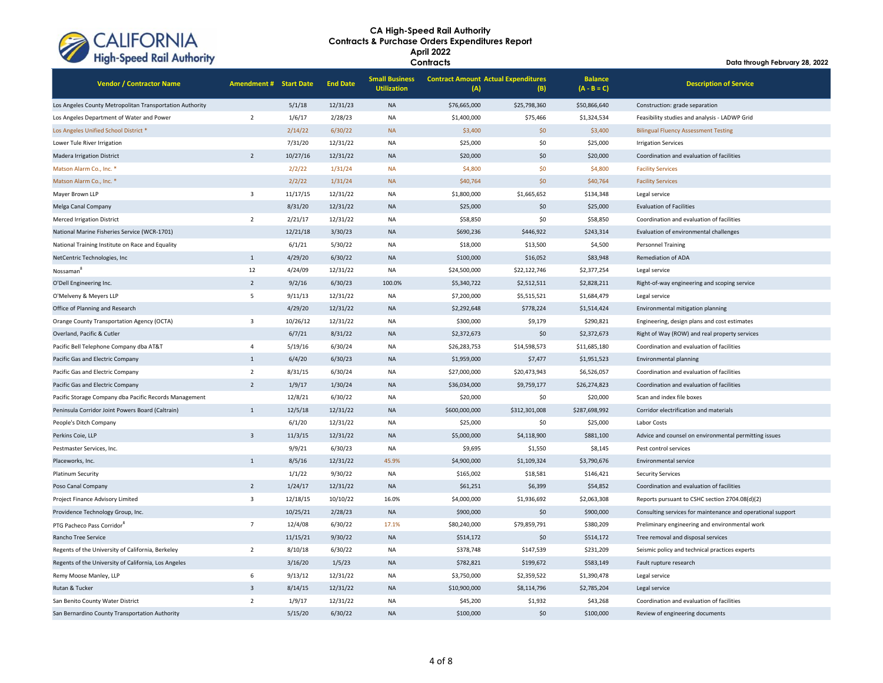# CA High-Speed Rail Authority
## Contracts & Purchase Orders Expenditures Report
## April 2022
## Contracts

**Data through February 28, 2022**

| Vendor / Contractor Name | Amendment # | Start Date | End Date | Small Business Utilization | Contract Amount (A) | Actual Expenditures (B) | Balance (A - B = C) | Description of Service |
|---|---|---|---|---|---|---|---|---|
| Los Angeles County Metropolitan Transportation Authority | | 5/1/18 | 12/31/23 | NA | $76,665,000 | $25,798,360 | $50,866,640 | Construction: grade separation |
| Los Angeles Department of Water and Power | 2 | 1/6/17 | 2/28/23 | NA | $1,400,000 | $75,466 | $1,324,534 | Feasibility studies and analysis - LADWP Grid |
| Los Angeles Unified School District * | | 2/14/22 | 6/30/22 | NA | $3,400 | $0 | $3,400 | Bilingual Fluency Assessment Testing |
| Lower Tule River Irrigation | | 7/31/20 | 12/31/22 | NA | $25,000 | $0 | $25,000 | Irrigation Services |
| Madera Irrigation District | 2 | 10/27/16 | 12/31/22 | NA | $20,000 | $0 | $20,000 | Coordination and evaluation of facilities |
| Matson Alarm Co., Inc. * | | 2/2/22 | 1/31/24 | NA | $4,800 | $0 | $4,800 | Facility Services |
| Matson Alarm Co., Inc. * | | 2/2/22 | 1/31/24 | NA | $40,764 | $0 | $40,764 | Facility Services |
| Mayer Brown LLP | 3 | 11/17/15 | 12/31/22 | NA | $1,800,000 | $1,665,652 | $134,348 | Legal service |
| Melga Canal Company | | 8/31/20 | 12/31/22 | NA | $25,000 | $0 | $25,000 | Evaluation of Facilities |
| Merced Irrigation District | 2 | 2/21/17 | 12/31/22 | NA | $58,850 | $0 | $58,850 | Coordination and evaluation of facilities |
| National Marine Fisheries Service (WCR-1701) | | 12/21/18 | 3/30/23 | NA | $690,236 | $446,922 | $243,314 | Evaluation of environmental challenges |
| National Training Institute on Race and Equality | | 6/1/21 | 5/30/22 | NA | $18,000 | $13,500 | $4,500 | Personnel Training |
| NetCentric Technologies, Inc | 1 | 4/29/20 | 6/30/22 | NA | $100,000 | $16,052 | $83,948 | Remediation of ADA |
| Nossaman[8] | 12 | 4/24/09 | 12/31/22 | NA | $24,500,000 | $22,122,746 | $2,377,254 | Legal service |
| O'Dell Engineering Inc. | 2 | 9/2/16 | 6/30/23 | 100.0% | $5,340,722 | $2,512,511 | $2,828,211 | Right-of-way engineering and scoping service |
| O'Melveny & Meyers LLP | 5 | 9/11/13 | 12/31/22 | NA | $7,200,000 | $5,515,521 | $1,684,479 | Legal service |
| Office of Planning and Research | | 4/29/20 | 12/31/22 | NA | $2,292,648 | $778,224 | $1,514,424 | Environmental mitigation planning |
| Orange County Transportation Agency (OCTA) | 3 | 10/26/12 | 12/31/22 | NA | $300,000 | $9,179 | $290,821 | Engineering, design plans and cost estimates |
| Overland, Pacific & Cutler | | 6/7/21 | 8/31/22 | NA | $2,372,673 | $0 | $2,372,673 | Right of Way (ROW) and real property services |
| Pacific Bell Telephone Company dba AT&T | 4 | 5/19/16 | 6/30/24 | NA | $26,283,753 | $14,598,573 | $11,685,180 | Coordination and evaluation of facilities |
| Pacific Gas and Electric Company | 1 | 6/4/20 | 6/30/23 | NA | $1,959,000 | $7,477 | $1,951,523 | Environmental planning |
| Pacific Gas and Electric Company | 2 | 8/31/15 | 6/30/24 | NA | $27,000,000 | $20,473,943 | $6,526,057 | Coordination and evaluation of facilities |
| Pacific Gas and Electric Company | 2 | 1/9/17 | 1/30/24 | NA | $36,034,000 | $9,759,177 | $26,274,823 | Coordination and evaluation of facilities |
| Pacific Storage Company dba Pacific Records Management | | 12/8/21 | 6/30/22 | NA | $20,000 | $0 | $20,000 | Scan and index file boxes |
| Peninsula Corridor Joint Powers Board (Caltrain) | 1 | 12/5/18 | 12/31/22 | NA | $600,000,000 | $312,301,008 | $287,698,992 | Corridor electrification and materials |
| People's Ditch Company | | 6/1/20 | 12/31/22 | NA | $25,000 | $0 | $25,000 | Labor Costs |
| Perkins Coie, LLP | 3 | 11/3/15 | 12/31/22 | NA | $5,000,000 | $4,118,900 | $881,100 | Advice and counsel on environmental permitting issues |
| Pestmaster Services, Inc. | | 9/9/21 | 6/30/23 | NA | $9,695 | $1,550 | $8,145 | Pest control services |
| Placeworks, Inc. | 1 | 8/5/16 | 12/31/22 | 45.9% | $4,900,000 | $1,109,324 | $3,790,676 | Environmental service |
| Platinum Security | | 1/1/22 | 9/30/22 | NA | $165,002 | $18,581 | $146,421 | Security Services |
| Poso Canal Company | 2 | 1/24/17 | 12/31/22 | NA | $61,251 | $6,399 | $54,852 | Coordination and evaluation of facilities |
| Project Finance Advisory Limited | 3 | 12/18/15 | 10/10/22 | 16.0% | $4,000,000 | $1,936,692 | $2,063,308 | Reports pursuant to CSHC section 2704.08(d)(2) |
| Providence Technology Group, Inc. | | 10/25/21 | 2/28/23 | NA | $900,000 | $0 | $900,000 | Consulting services for maintenance and operational support |
| PTG Pacheco Pass Corridor[8] | 7 | 12/4/08 | 6/30/22 | 17.1% | $80,240,000 | $79,859,791 | $380,209 | Preliminary engineering and environmental work |
| Rancho Tree Service | | 11/15/21 | 9/30/22 | NA | $514,172 | $0 | $514,172 | Tree removal and disposal services |
| Regents of the University of California, Berkeley | 2 | 8/10/18 | 6/30/22 | NA | $378,748 | $147,539 | $231,209 | Seismic policy and technical practices experts |
| Regents of the University of California, Los Angeles | | 3/16/20 | 1/5/23 | NA | $782,821 | $199,672 | $583,149 | Fault rupture research |
| Remy Moose Manley, LLP | 6 | 9/13/12 | 12/31/22 | NA | $3,750,000 | $2,359,522 | $1,390,478 | Legal service |
| Rutan & Tucker | 3 | 8/14/15 | 12/31/22 | NA | $10,900,000 | $8,114,796 | $2,785,204 | Legal service |
| San Benito County Water District | 2 | 1/9/17 | 12/31/22 | NA | $45,200 | $1,932 | $43,268 | Coordination and evaluation of facilities |
| San Bernardino County Transportation Authority | | 5/15/20 | 6/30/22 | NA | $100,000 | $0 | $100,000 | Review of engineering documents |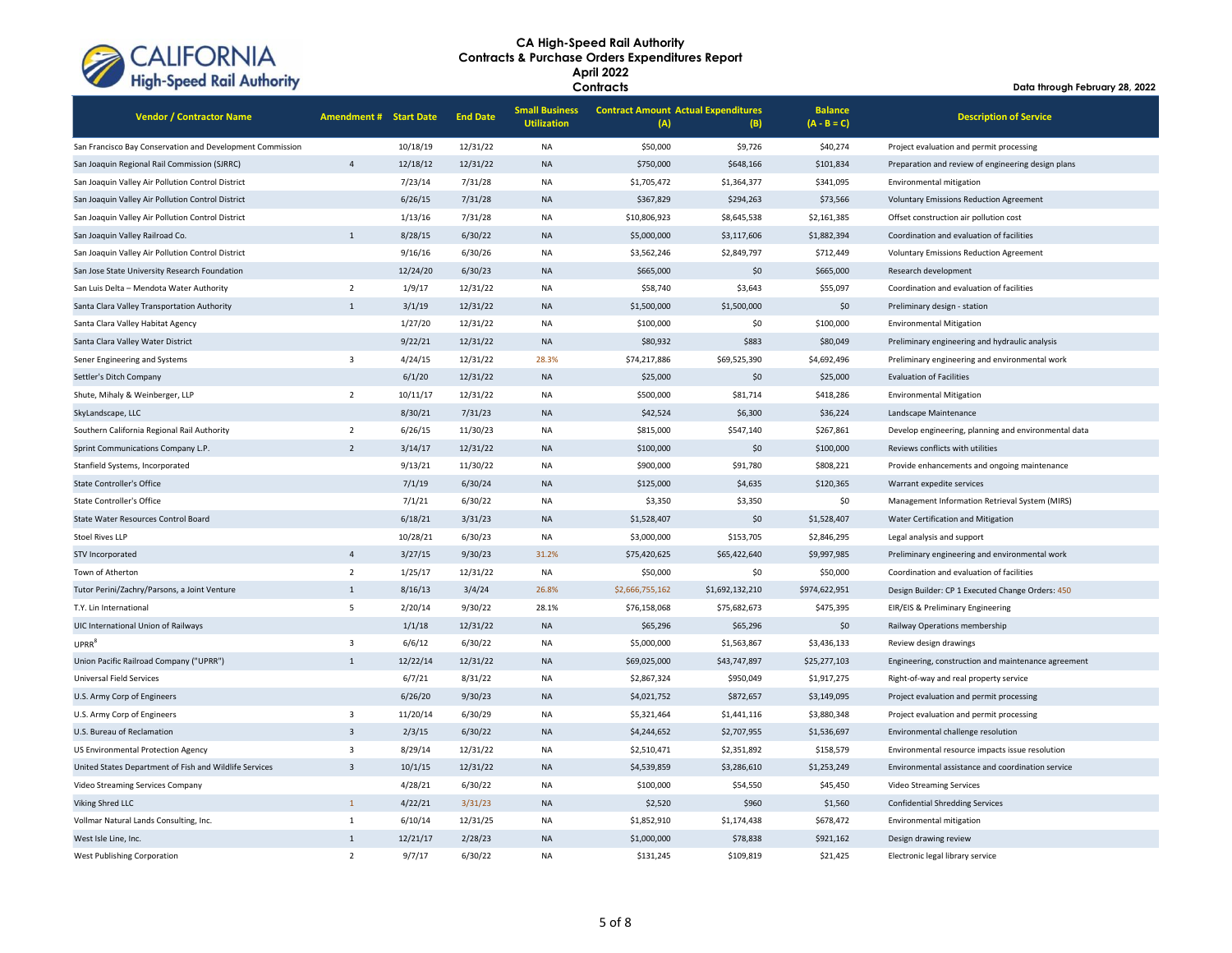# CA High-Speed Rail Authority
## Contracts & Purchase Orders Expenditures Report
### April 2022
### Contracts

**Data through February 28, 2022**

| Vendor / Contractor Name | Amendment # | Start Date | End Date | Small Business Utilization | Contract Amount (A) | Actual Expenditures (B) | Balance (A - B = C) | Description of Service |
|---|---|---|---|---|---|---|---|---|
| San Francisco Bay Conservation and Development Commission | | 10/18/19 | 12/31/22 | NA | $50,000 | $9,726 | $40,274 | Project evaluation and permit processing |
| San Joaquin Regional Rail Commission (SJRRC) | 4 | 12/18/12 | 12/31/22 | NA | $750,000 | $648,166 | $101,834 | Preparation and review of engineering design plans |
| San Joaquin Valley Air Pollution Control District | | 7/23/14 | 7/31/28 | NA | $1,705,472 | $1,364,377 | $341,095 | Environmental mitigation |
| San Joaquin Valley Air Pollution Control District | | 6/26/15 | 7/31/28 | NA | $367,829 | $294,263 | $73,566 | Voluntary Emissions Reduction Agreement |
| San Joaquin Valley Air Pollution Control District | | 1/13/16 | 7/31/28 | NA | $10,806,923 | $8,645,538 | $2,161,385 | Offset construction air pollution cost |
| San Joaquin Valley Railroad Co. | 1 | 8/28/15 | 6/30/22 | NA | $5,000,000 | $3,117,606 | $1,882,394 | Coordination and evaluation of facilities |
| San Joaquin Valley Air Pollution Control District | | 9/16/16 | 6/30/26 | NA | $3,562,246 | $2,849,797 | $712,449 | Voluntary Emissions Reduction Agreement |
| San Jose State University Research Foundation | | 12/24/20 | 6/30/23 | NA | $665,000 | $0 | $665,000 | Research development |
| San Luis Delta – Mendota Water Authority | 2 | 1/9/17 | 12/31/22 | NA | $58,740 | $3,643 | $55,097 | Coordination and evaluation of facilities |
| Santa Clara Valley Transportation Authority | 1 | 3/1/19 | 12/31/22 | NA | $1,500,000 | $1,500,000 | $0 | Preliminary design - station |
| Santa Clara Valley Habitat Agency | | 1/27/20 | 12/31/22 | NA | $100,000 | $0 | $100,000 | Environmental Mitigation |
| Santa Clara Valley Water District | | 9/22/21 | 12/31/22 | NA | $80,932 | $883 | $80,049 | Preliminary engineering and hydraulic analysis |
| Sener Engineering and Systems | 3 | 4/24/15 | 12/31/22 | 28.3% | $74,217,886 | $69,525,390 | $4,692,496 | Preliminary engineering and environmental work |
| Settler's Ditch Company | | 6/1/20 | 12/31/22 | NA | $25,000 | $0 | $25,000 | Evaluation of Facilities |
| Shute, Mihaly & Weinberger, LLP | 2 | 10/11/17 | 12/31/22 | NA | $500,000 | $81,714 | $418,286 | Environmental Mitigation |
| SkyLandscape, LLC | | 8/30/21 | 7/31/23 | NA | $42,524 | $6,300 | $36,224 | Landscape Maintenance |
| Southern California Regional Rail Authority | 2 | 6/26/15 | 11/30/23 | NA | $815,000 | $547,140 | $267,861 | Develop engineering, planning and environmental data |
| Sprint Communications Company L.P. | 2 | 3/14/17 | 12/31/22 | NA | $100,000 | $0 | $100,000 | Reviews conflicts with utilities |
| Stanfield Systems, Incorporated | | 9/13/21 | 11/30/22 | NA | $900,000 | $91,780 | $808,221 | Provide enhancements and ongoing maintenance |
| State Controller's Office | | 7/1/19 | 6/30/24 | NA | $125,000 | $4,635 | $120,365 | Warrant expedite services |
| State Controller's Office | | 7/1/21 | 6/30/22 | NA | $3,350 | $3,350 | $0 | Management Information Retrieval System (MIRS) |
| State Water Resources Control Board | | 6/18/21 | 3/31/23 | NA | $1,528,407 | $0 | $1,528,407 | Water Certification and Mitigation |
| Stoel Rives LLP | | 10/28/21 | 6/30/23 | NA | $3,000,000 | $153,705 | $2,846,295 | Legal analysis and support |
| STV Incorporated | 4 | 3/27/15 | 9/30/23 | 31.2% | $75,420,625 | $65,422,640 | $9,997,985 | Preliminary engineering and environmental work |
| Town of Atherton | 2 | 1/25/17 | 12/31/22 | NA | $50,000 | $0 | $50,000 | Coordination and evaluation of facilities |
| Tutor Perini/Zachry/Parsons, a Joint Venture | 1 | 8/16/13 | 3/4/24 | 26.8% | $2,666,755,162 | $1,692,132,210 | $974,622,951 | Design Builder: CP 1 Executed Change Orders: 450 |
| T.Y. Lin International | 5 | 2/20/14 | 9/30/22 | 28.1% | $76,158,068 | $75,682,673 | $475,395 | EIR/EIS & Preliminary Engineering |
| UIC International Union of Railways | | 1/1/18 | 12/31/22 | NA | $65,296 | $65,296 | $0 | Railway Operations membership |
| UPRR[8] | 3 | 6/6/12 | 6/30/22 | NA | $5,000,000 | $1,563,867 | $3,436,133 | Review design drawings |
| Union Pacific Railroad Company ("UPRR") | 1 | 12/22/14 | 12/31/22 | NA | $69,025,000 | $43,747,897 | $25,277,103 | Engineering, construction and maintenance agreement |
| Universal Field Services | | 6/7/21 | 8/31/22 | NA | $2,867,324 | $950,049 | $1,917,275 | Right-of-way and real property service |
| U.S. Army Corp of Engineers | | 6/26/20 | 9/30/23 | NA | $4,021,752 | $872,657 | $3,149,095 | Project evaluation and permit processing |
| U.S. Army Corp of Engineers | 3 | 11/20/14 | 6/30/29 | NA | $5,321,464 | $1,441,116 | $3,880,348 | Project evaluation and permit processing |
| U.S. Bureau of Reclamation | 3 | 2/3/15 | 6/30/22 | NA | $4,244,652 | $2,707,955 | $1,536,697 | Environmental challenge resolution |
| US Environmental Protection Agency | 3 | 8/29/14 | 12/31/22 | NA | $2,510,471 | $2,351,892 | $158,579 | Environmental resource impacts issue resolution |
| United States Department of Fish and Wildlife Services | 3 | 10/1/15 | 12/31/22 | NA | $4,539,859 | $3,286,610 | $1,253,249 | Environmental assistance and coordination service |
| Video Streaming Services Company | | 4/28/21 | 6/30/22 | NA | $100,000 | $54,550 | $45,450 | Video Streaming Services |
| Viking Shred LLC | 1 | 4/22/21 | 3/31/23 | NA | $2,520 | $960 | $1,560 | Confidential Shredding Services |
| Vollmar Natural Lands Consulting, Inc. | 1 | 6/10/14 | 12/31/25 | NA | $1,852,910 | $1,174,438 | $678,472 | Environmental mitigation |
| West Isle Line, Inc. | 1 | 12/21/17 | 2/28/23 | NA | $1,000,000 | $78,838 | $921,162 | Design drawing review |
| West Publishing Corporation | 2 | 9/7/17 | 6/30/22 | NA | $131,245 | $109,819 | $21,425 | Electronic legal library service |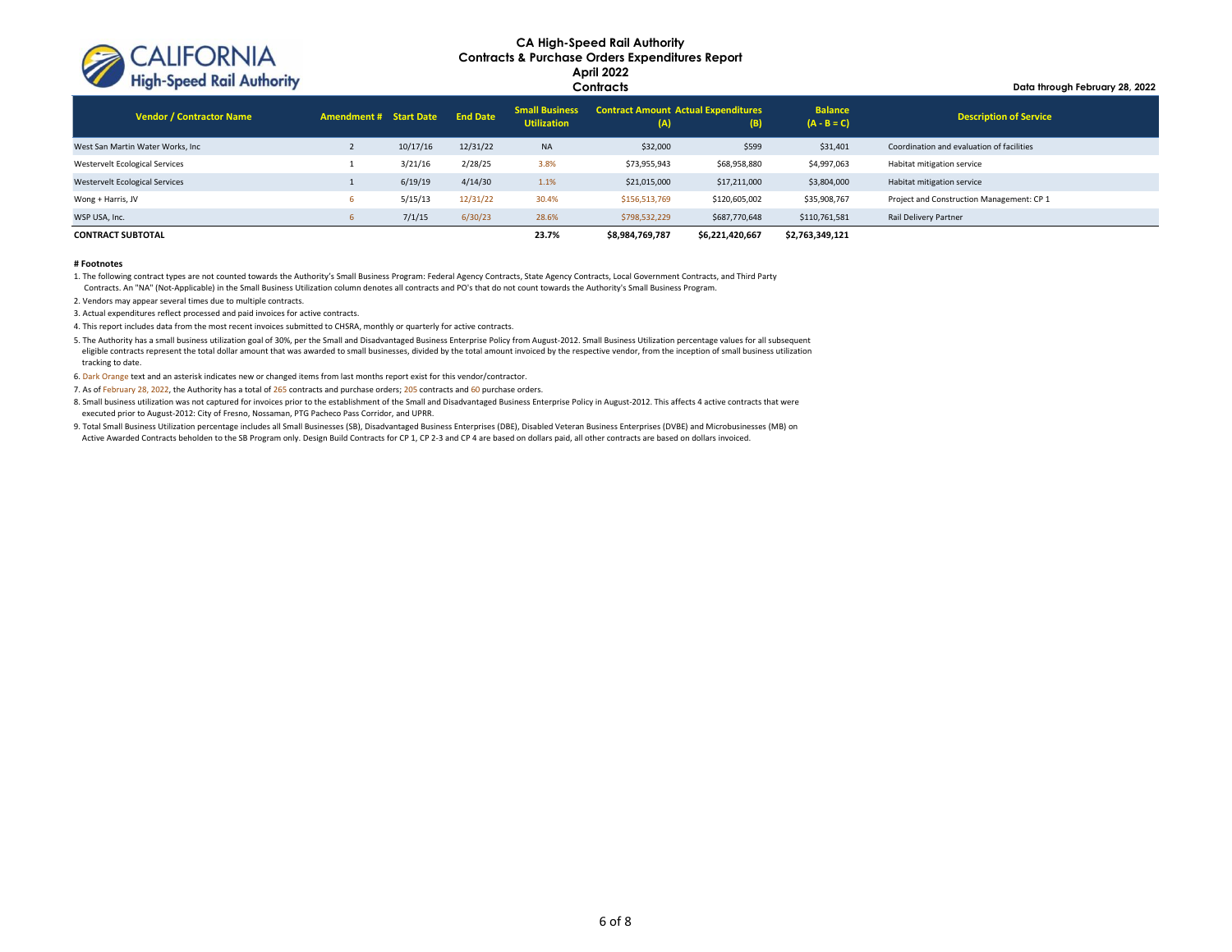## CA High-Speed Rail Authority
## Contracts & Purchase Orders Expenditures Report
## April 2022
## Contracts

Data through February 28, 2022

| Vendor / Contractor Name | Amendment # | Start Date | End Date | Small Business Utilization | Contract Amount (A) | Actual Expenditures (B) | Balance (A - B = C) | Description of Service |
|---|---|---|---|---|---|---|---|---|
| West San Martin Water Works, Inc | 2 | 10/17/16 | 12/31/22 | NA | $32,000 | $599 | $31,401 | Coordination and evaluation of facilities |
| Westervelt Ecological Services | 1 | 3/21/16 | 2/28/25 | 3.8% | $73,955,943 | $68,958,880 | $4,997,063 | Habitat mitigation service |
| Westervelt Ecological Services | 1 | 6/19/19 | 4/14/30 | 1.1% | $21,015,000 | $17,211,000 | $3,804,000 | Habitat mitigation service |
| Wong + Harris, JV | 6 | 5/15/13 | 12/31/22 | 30.4% | $156,513,769 | $120,605,002 | $35,908,767 | Project and Construction Management: CP 1 |
| WSP USA, Inc. | 6 | 7/1/15 | 6/30/23 | 28.6% | $798,532,229 | $687,770,648 | $110,761,581 | Rail Delivery Partner |
| **CONTRACT SUBTOTAL** | | | | **23.7%** | **$8,984,769,787** | **$6,221,420,667** | **$2,763,349,121** | |

**# Footnotes**

1. The following contract types are not counted towards the Authority's Small Business Program: Federal Agency Contracts, State Agency Contracts, Local Government Contracts, and Third Party Contracts. An "NA" (Not-Applicable) in the Small Business Utilization column denotes all contracts and PO's that do not count towards the Authority's Small Business Program.
2. Vendors may appear several times due to multiple contracts.
3. Actual expenditures reflect processed and paid invoices for active contracts.
4. This report includes data from the most recent invoices submitted to CHSRA, monthly or quarterly for active contracts.
5. The Authority has a small business utilization goal of 30%, per the Small and Disadvantaged Business Enterprise Policy from August-2012. Small Business Utilization percentage values for all subsequent eligible contracts represent the total dollar amount that was awarded to small businesses, divided by the total amount invoiced by the respective vendor, from the inception of small business utilization tracking to date.
6. Dark Orange text and an asterisk indicates new or changed items from last months report exist for this vendor/contractor.
7. As of February 28, 2022, the Authority has a total of 265 contracts and purchase orders; 205 contracts and 60 purchase orders.
8. Small business utilization was not captured for invoices prior to the establishment of the Small and Disadvantaged Business Enterprise Policy in August-2012. This affects 4 active contracts that were executed prior to August-2012: City of Fresno, Nossaman, PTG Pacheco Pass Corridor, and UPRR.
9. Total Small Business Utilization percentage includes all Small Businesses (SB), Disadvantaged Business Enterprises (DBE), Disabled Veteran Business Enterprises (DVBE) and Microbusinesses (MB) on Active Awarded Contracts beholden to the SB Program only. Design Build Contracts for CP 1, CP 2-3 and CP 4 are based on dollars paid, all other contracts are based on dollars invoiced.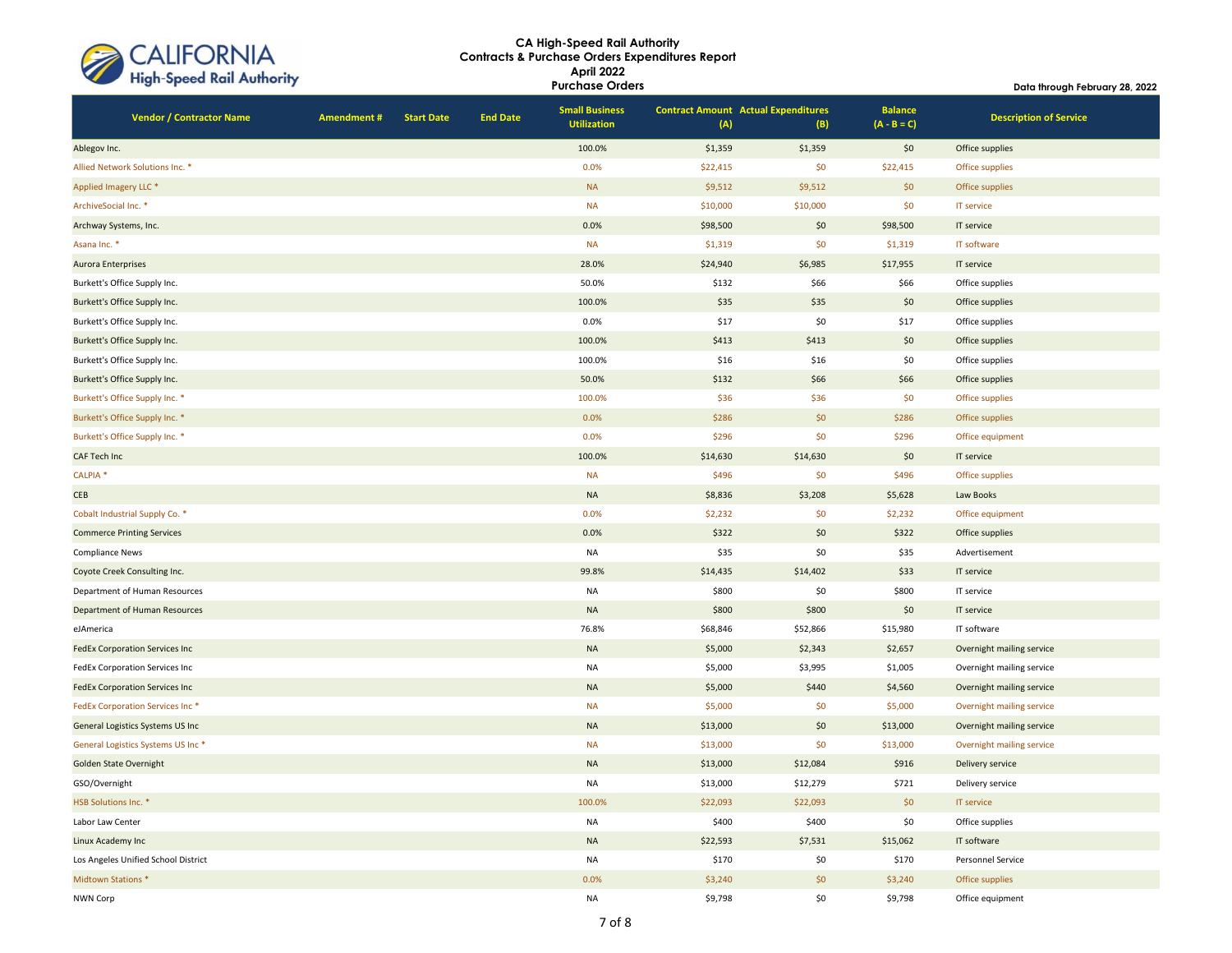# CA High-Speed Rail Authority
## Contracts & Purchase Orders Expenditures Report
### April 2022
### Purchase Orders

Data through February 28, 2022

| Vendor / Contractor Name | Amendment # | Start Date | End Date | Small Business Utilization | Contract Amount (A) | Actual Expenditures (B) | Balance (A - B = C) | Description of Service |
|---|---|---|---|---|---|---|---|---|
| Ablegov Inc. | | | | 100.0% | $1,359 | $1,359 | $0 | Office supplies |
| Allied Network Solutions Inc. * | | | | 0.0% | $22,415 | $0 | $22,415 | Office supplies |
| Applied Imagery LLC * | | | | NA | $9,512 | $9,512 | $0 | Office supplies |
| ArchiveSocial Inc. * | | | | NA | $10,000 | $10,000 | $0 | IT service |
| Archway Systems, Inc. | | | | 0.0% | $98,500 | $0 | $98,500 | IT service |
| Asana Inc. * | | | | NA | $1,319 | $0 | $1,319 | IT software |
| Aurora Enterprises | | | | 28.0% | $24,940 | $6,985 | $17,955 | IT service |
| Burkett's Office Supply Inc. | | | | 50.0% | $132 | $66 | $66 | Office supplies |
| Burkett's Office Supply Inc. | | | | 100.0% | $35 | $35 | $0 | Office supplies |
| Burkett's Office Supply Inc. | | | | 0.0% | $17 | $0 | $17 | Office supplies |
| Burkett's Office Supply Inc. | | | | 100.0% | $413 | $413 | $0 | Office supplies |
| Burkett's Office Supply Inc. | | | | 100.0% | $16 | $16 | $0 | Office supplies |
| Burkett's Office Supply Inc. | | | | 50.0% | $132 | $66 | $66 | Office supplies |
| Burkett's Office Supply Inc. * | | | | 100.0% | $36 | $36 | $0 | Office supplies |
| Burkett's Office Supply Inc. * | | | | 0.0% | $286 | $0 | $286 | Office supplies |
| Burkett's Office Supply Inc. * | | | | 0.0% | $296 | $0 | $296 | Office equipment |
| CAF Tech Inc | | | | 100.0% | $14,630 | $14,630 | $0 | IT service |
| CALPIA * | | | | NA | $496 | $0 | $496 | Office supplies |
| CEB | | | | NA | $8,836 | $3,208 | $5,628 | Law Books |
| Cobalt Industrial Supply Co. * | | | | 0.0% | $2,232 | $0 | $2,232 | Office equipment |
| Commerce Printing Services | | | | 0.0% | $322 | $0 | $322 | Office supplies |
| Compliance News | | | | NA | $35 | $0 | $35 | Advertisement |
| Coyote Creek Consulting Inc. | | | | 99.8% | $14,435 | $14,402 | $33 | IT service |
| Department of Human Resources | | | | NA | $800 | $0 | $800 | IT service |
| Department of Human Resources | | | | NA | $800 | $800 | $0 | IT service |
| eJAmerica | | | | 76.8% | $68,846 | $52,866 | $15,980 | IT software |
| FedEx Corporation Services Inc | | | | NA | $5,000 | $2,343 | $2,657 | Overnight mailing service |
| FedEx Corporation Services Inc | | | | NA | $5,000 | $3,995 | $1,005 | Overnight mailing service |
| FedEx Corporation Services Inc | | | | NA | $5,000 | $440 | $4,560 | Overnight mailing service |
| FedEx Corporation Services Inc * | | | | NA | $5,000 | $0 | $5,000 | Overnight mailing service |
| General Logistics Systems US Inc | | | | NA | $13,000 | $0 | $13,000 | Overnight mailing service |
| General Logistics Systems US Inc * | | | | NA | $13,000 | $0 | $13,000 | Overnight mailing service |
| Golden State Overnight | | | | NA | $13,000 | $12,084 | $916 | Delivery service |
| GSO/Overnight | | | | NA | $13,000 | $12,279 | $721 | Delivery service |
| HSB Solutions Inc. * | | | | 100.0% | $22,093 | $22,093 | $0 | IT service |
| Labor Law Center | | | | NA | $400 | $400 | $0 | Office supplies |
| Linux Academy Inc | | | | NA | $22,593 | $7,531 | $15,062 | IT software |
| Los Angeles Unified School District | | | | NA | $170 | $0 | $170 | Personnel Service |
| Midtown Stations * | | | | 0.0% | $3,240 | $0 | $3,240 | Office supplies |
| NWN Corp | | | | NA | $9,798 | $0 | $9,798 | Office equipment |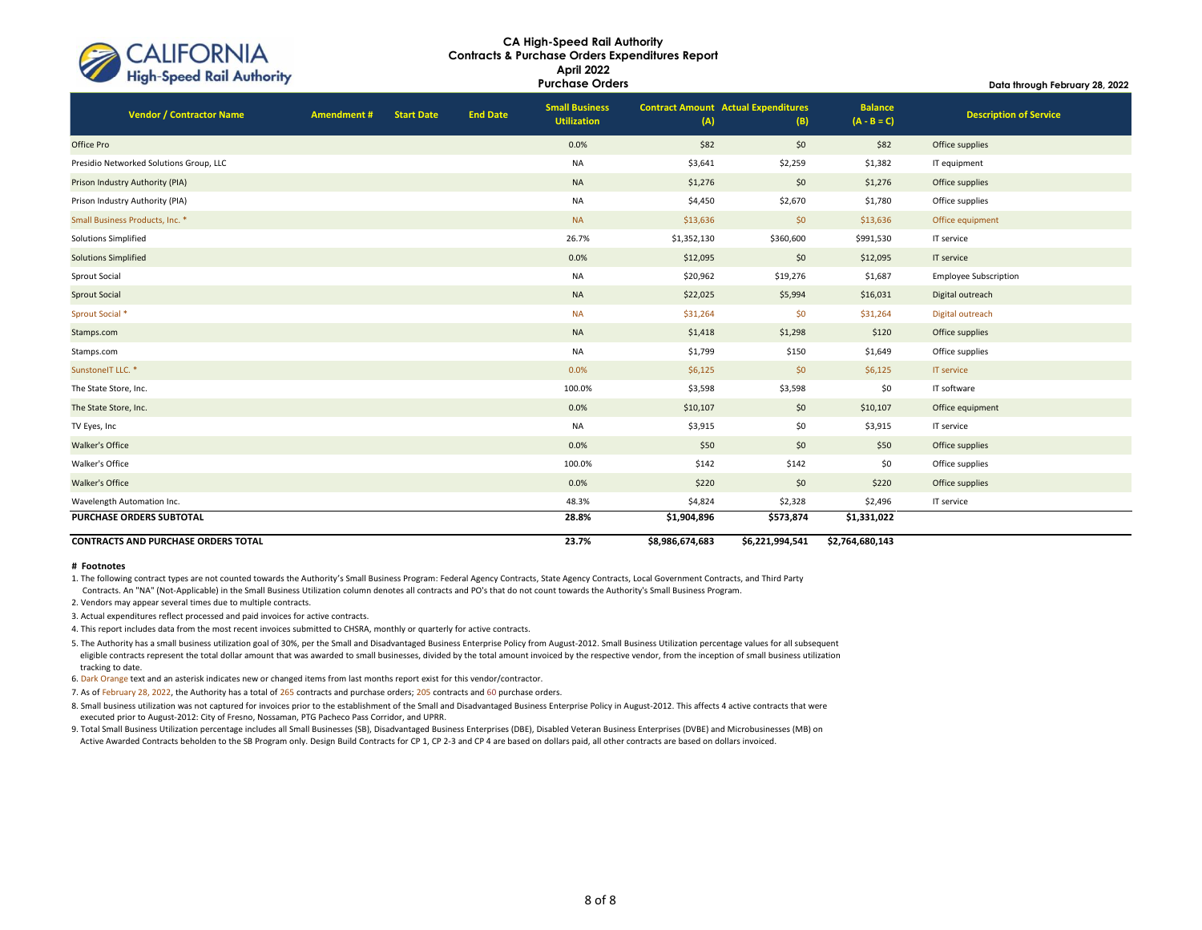**CA High-Speed Rail Authority**
**Contracts & Purchase Orders Expenditures Report**
**April 2022**
**Purchase Orders**

**Data through February 28, 2022**

| Vendor / Contractor Name | Amendment # | Start Date | End Date | Small Business Utilization | Contract Amount (A) | Actual Expenditures (B) | Balance (A - B = C) | Description of Service |
|---|---|---|---|---|---|---|---|---|
| Office Pro | | | | 0.0% | $82 | $0 | $82 | Office supplies |
| Presidio Networked Solutions Group, LLC | | | | NA | $3,641 | $2,259 | $1,382 | IT equipment |
| Prison Industry Authority (PIA) | | | | NA | $1,276 | $0 | $1,276 | Office supplies |
| Prison Industry Authority (PIA) | | | | NA | $4,450 | $2,670 | $1,780 | Office supplies |
| Small Business Products, Inc. * | | | | NA | $13,636 | $0 | $13,636 | Office equipment |
| Solutions Simplified | | | | 26.7% | $1,352,130 | $360,600 | $991,530 | IT service |
| Solutions Simplified | | | | 0.0% | $12,095 | $0 | $12,095 | IT service |
| Sprout Social | | | | NA | $20,962 | $19,276 | $1,687 | Employee Subscription |
| Sprout Social | | | | NA | $22,025 | $5,994 | $16,031 | Digital outreach |
| Sprout Social * | | | | NA | $31,264 | $0 | $31,264 | Digital outreach |
| Stamps.com | | | | NA | $1,418 | $1,298 | $120 | Office supplies |
| Stamps.com | | | | NA | $1,799 | $150 | $1,649 | Office supplies |
| SunstoneIT LLC. * | | | | 0.0% | $6,125 | $0 | $6,125 | IT service |
| The State Store, Inc. | | | | 100.0% | $3,598 | $3,598 | $0 | IT software |
| The State Store, Inc. | | | | 0.0% | $10,107 | $0 | $10,107 | Office equipment |
| TV Eyes, Inc | | | | NA | $3,915 | $0 | $3,915 | IT service |
| Walker's Office | | | | 0.0% | $50 | $0 | $50 | Office supplies |
| Walker's Office | | | | 100.0% | $142 | $142 | $0 | Office supplies |
| Walker's Office | | | | 0.0% | $220 | $0 | $220 | Office supplies |
| Wavelength Automation Inc. | | | | 48.3% | $4,824 | $2,328 | $2,496 | IT service |
| **PURCHASE ORDERS SUBTOTAL** | | | | **28.8%** | **$1,904,896** | **$573,874** | **$1,331,022** | |
| **CONTRACTS AND PURCHASE ORDERS TOTAL** | | | | **23.7%** | **$8,986,674,683** | **$6,221,994,541** | **$2,764,680,143** | |

**# Footnotes**

1. The following contract types are not counted towards the Authority's Small Business Program: Federal Agency Contracts, State Agency Contracts, Local Government Contracts, and Third Party Contracts. An "NA" (Not-Applicable) in the Small Business Utilization column denotes all contracts and PO's that do not count towards the Authority's Small Business Program.
2. Vendors may appear several times due to multiple contracts.
3. Actual expenditures reflect processed and paid invoices for active contracts.
4. This report includes data from the most recent invoices submitted to CHSRA, monthly or quarterly for active contracts.
5. The Authority has a small business utilization goal of 30%, per the Small and Disadvantaged Business Enterprise Policy from August-2012. Small Business Utilization percentage values for all subsequent eligible contracts represent the total dollar amount that was awarded to small businesses, divided by the total amount invoiced by the respective vendor, from the inception of small business utilization tracking to date.
6. Dark Orange text and an asterisk indicates new or changed items from last months report exist for this vendor/contractor.
7. As of February 28, 2022, the Authority has a total of 265 contracts and purchase orders; 205 contracts and 60 purchase orders.
8. Small business utilization was not captured for invoices prior to the establishment of the Small and Disadvantaged Business Enterprise Policy in August-2012. This affects 4 active contracts that were executed prior to August-2012: City of Fresno, Nossaman, PTG Pacheco Pass Corridor, and UPRR.
9. Total Small Business Utilization percentage includes all Small Businesses (SB), Disadvantaged Business Enterprises (DBE), Disabled Veteran Business Enterprises (DVBE) and Microbusinesses (MB) on Active Awarded Contracts beholden to the SB Program only. Design Build Contracts for CP 1, CP 2-3 and CP 4 are based on dollars paid, all other contracts are based on dollars invoiced.